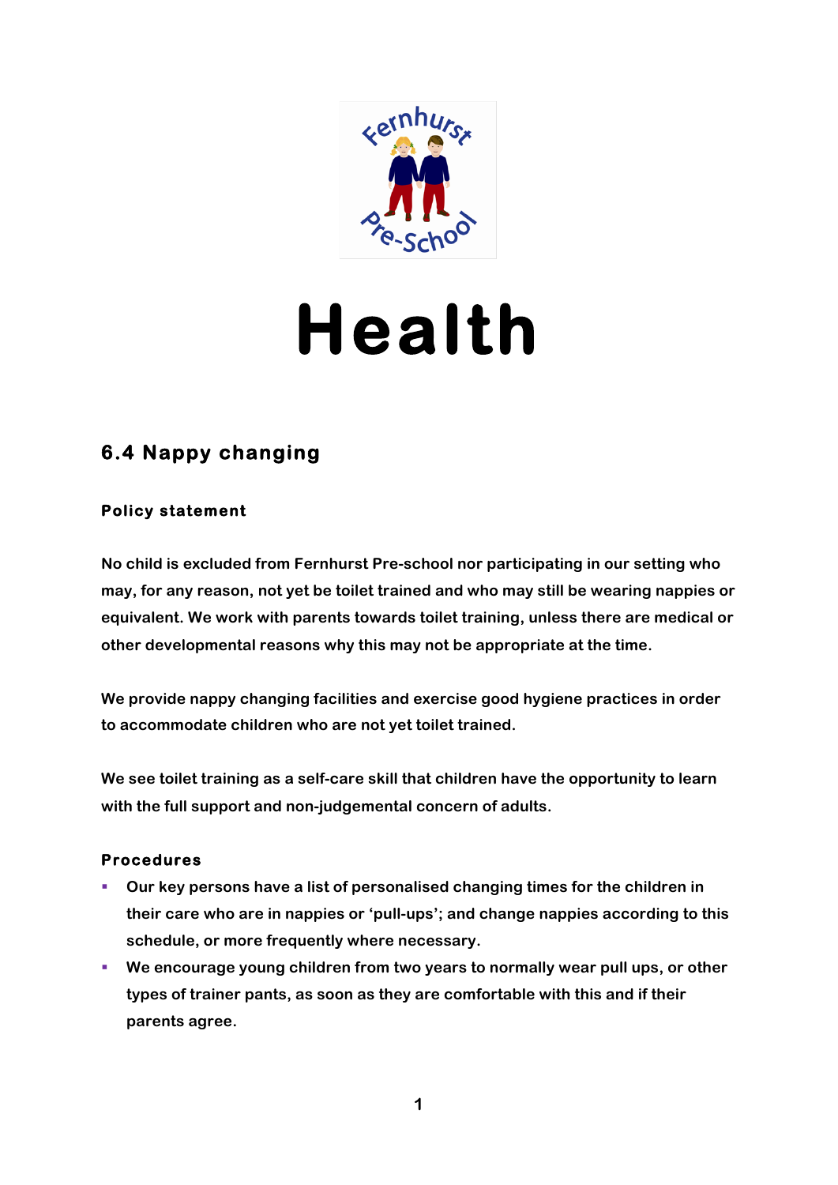# Health

## 6.4 Nappy changing

### Policy statement

No child is excluded from Fernhurst Pre-school nor participating in our setting who may, for any reason, not yet be toilet trained and who may still be wearing nappies or equivalent. We work with parents towards toilet training, unless there are medical or other developmental reasons why this may not be appropriate at the time.

We provide nappy changing facilities and exercise good hygiene practices in order to accommodate children who are not yet toilet trained.

We see toilet training as a self-care skill that children have the opportunity to learn with the full support and non-judgemental concern of adults.

### Procedures

- Our key persons have a list of personalised changing times for the children in their care who are in nappies or 'pull-ups'; and change nappies according to this schedule, or more frequently where necessary.
- We encourage young children from two years to normally wear pull ups, or other types of trainer pants, as soon as they are comfortable with this and if their parents agree.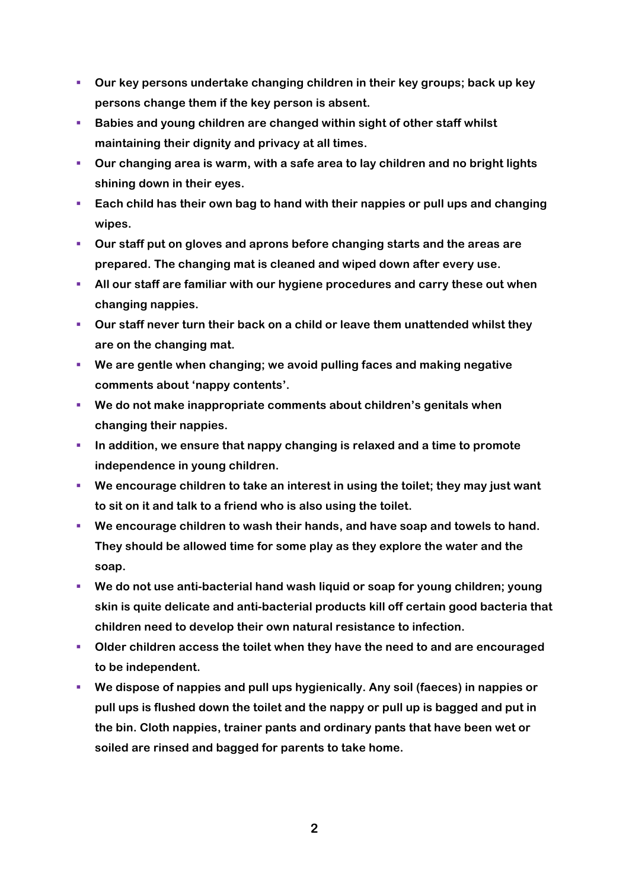- **Our key persons undertake changing children in their key groups; back up key persons change them if the key person is absent.**
- **Babies and young children are changed within sight of other staff whilst maintaining their dignity and privacy at all times.**
- **Our changing area is warm, with a safe area to lay children and no bright lights shining down in their eyes.**
- **Each child has their own bag to hand with their nappies or pull ups and changing wipes.**
- **Our staff put on gloves and aprons before changing starts and the areas are prepared. The changing mat is cleaned and wiped down after every use.**
- **All our staff are familiar with our hygiene procedures and carry these out when changing nappies.**
- **Our staff never turn their back on a child or leave them unattended whilst they are on the changing mat.**
- **We are gentle when changing; we avoid pulling faces and making negative comments about 'nappy contents'.**
- **We do not make inappropriate comments about children's genitals when changing their nappies.**
- **In addition, we ensure that nappy changing is relaxed and a time to promote independence in young children.**
- **We encourage children to take an interest in using the toilet; they may just want to sit on it and talk to a friend who is also using the toilet.**
- **We encourage children to wash their hands, and have soap and towels to hand. They should be allowed time for some play as they explore the water and the soap.**
- **We do not use anti-bacterial hand wash liquid or soap for young children; young skin is quite delicate and anti-bacterial products kill off certain good bacteria that children need to develop their own natural resistance to infection.**
- **Older children access the toilet when they have the need to and are encouraged to be independent.**
- **We dispose of nappies and pull ups hygienically. Any soil (faeces) in nappies or pull ups is flushed down the toilet and the nappy or pull up is bagged and put in the bin. Cloth nappies, trainer pants and ordinary pants that have been wet or soiled are rinsed and bagged for parents to take home.**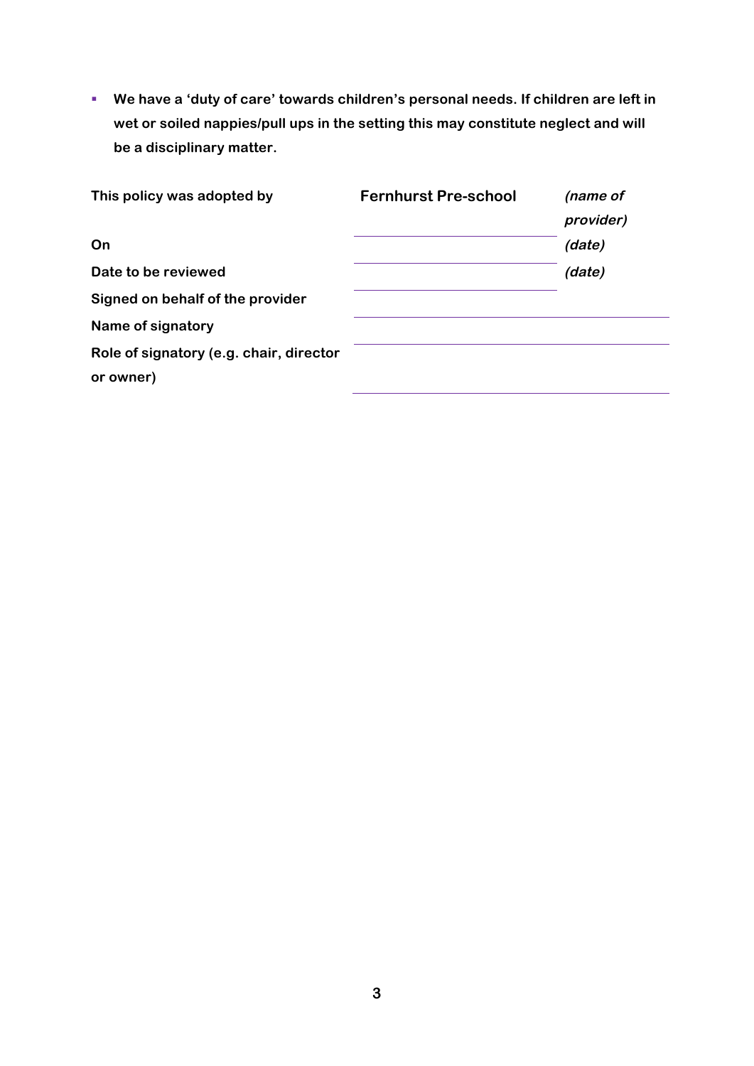- **We have a 'duty of care' towards children's personal needs. If children are left in wet or soiled nappies/pull ups in the setting this may constitute neglect and will be a disciplinary matter.**

| | | |
|---|---|---|
| **This policy was adopted by** | **Fernhurst Pre-school** | ***(name of provider)*** |
| **On** | | ***(date)*** |
| **Date to be reviewed** | | ***(date)*** |
| **Signed on behalf of the provider** | | |
| **Name of signatory** | | |
| **Role of signatory (e.g. chair, director or owner)** | | |